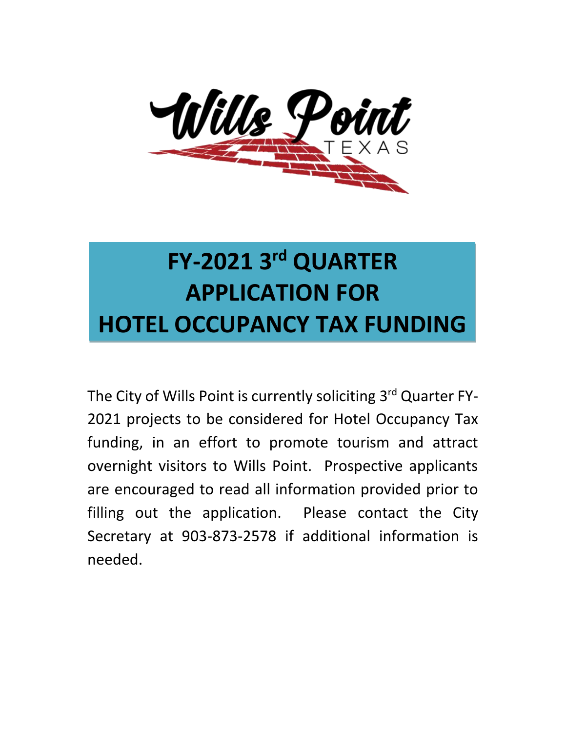Wills Point
TEXAS

# FY-2021 3rd QUARTER APPLICATION FOR HOTEL OCCUPANCY TAX FUNDING

The City of Wills Point is currently soliciting 3rd Quarter FY-2021 projects to be considered for Hotel Occupancy Tax funding, in an effort to promote tourism and attract overnight visitors to Wills Point. Prospective applicants are encouraged to read all information provided prior to filling out the application. Please contact the City Secretary at 903-873-2578 if additional information is needed.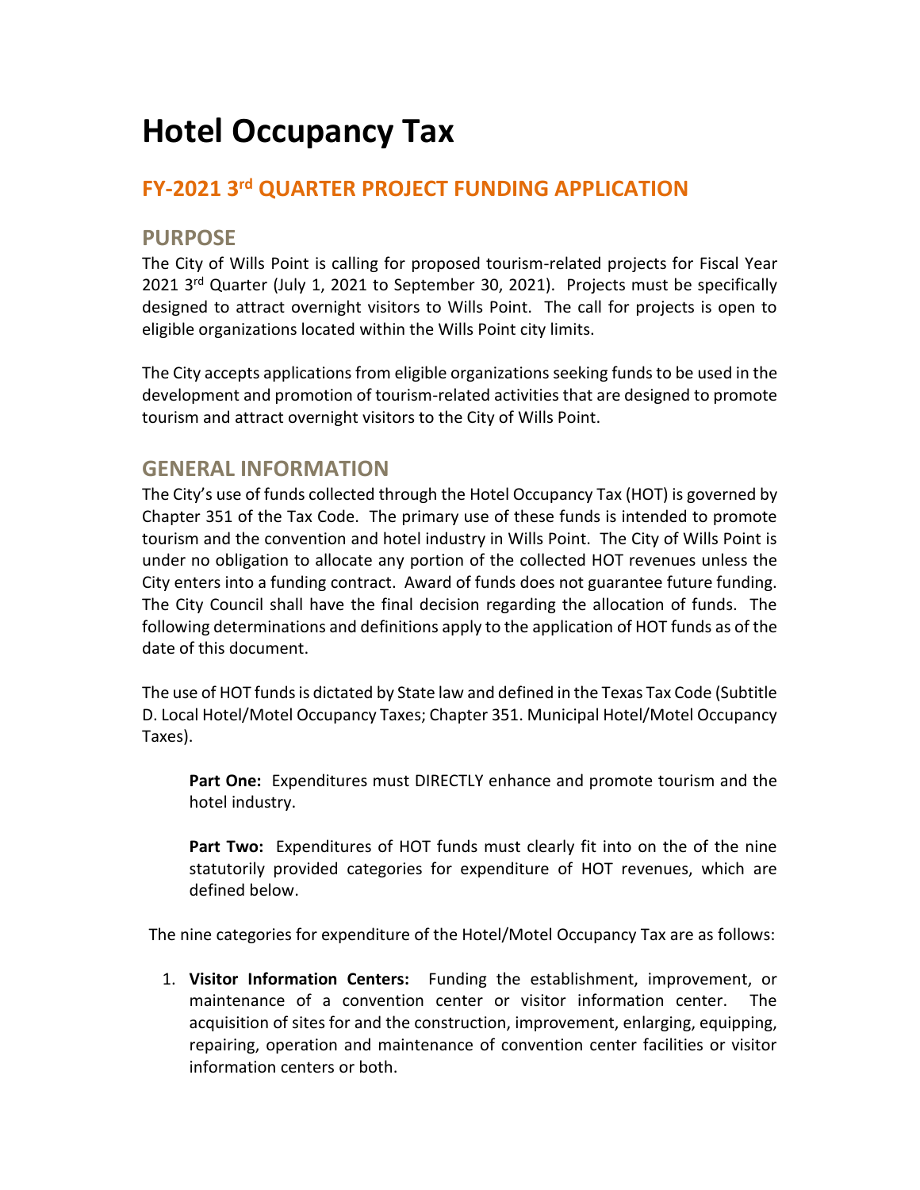# Hotel Occupancy Tax

## FY-2021 3rd QUARTER PROJECT FUNDING APPLICATION

## PURPOSE

The City of Wills Point is calling for proposed tourism-related projects for Fiscal Year 2021 3rd Quarter (July 1, 2021 to September 30, 2021). Projects must be specifically designed to attract overnight visitors to Wills Point. The call for projects is open to eligible organizations located within the Wills Point city limits.

The City accepts applications from eligible organizations seeking funds to be used in the development and promotion of tourism-related activities that are designed to promote tourism and attract overnight visitors to the City of Wills Point.

## GENERAL INFORMATION

The City's use of funds collected through the Hotel Occupancy Tax (HOT) is governed by Chapter 351 of the Tax Code. The primary use of these funds is intended to promote tourism and the convention and hotel industry in Wills Point. The City of Wills Point is under no obligation to allocate any portion of the collected HOT revenues unless the City enters into a funding contract. Award of funds does not guarantee future funding. The City Council shall have the final decision regarding the allocation of funds. The following determinations and definitions apply to the application of HOT funds as of the date of this document.

The use of HOT funds is dictated by State law and defined in the Texas Tax Code (Subtitle D. Local Hotel/Motel Occupancy Taxes; Chapter 351. Municipal Hotel/Motel Occupancy Taxes).

> **Part One:** Expenditures must DIRECTLY enhance and promote tourism and the hotel industry.
>
> **Part Two:** Expenditures of HOT funds must clearly fit into on the of the nine statutorily provided categories for expenditure of HOT revenues, which are defined below.

The nine categories for expenditure of the Hotel/Motel Occupancy Tax are as follows:

1. **Visitor Information Centers:** Funding the establishment, improvement, or maintenance of a convention center or visitor information center. The acquisition of sites for and the construction, improvement, enlarging, equipping, repairing, operation and maintenance of convention center facilities or visitor information centers or both.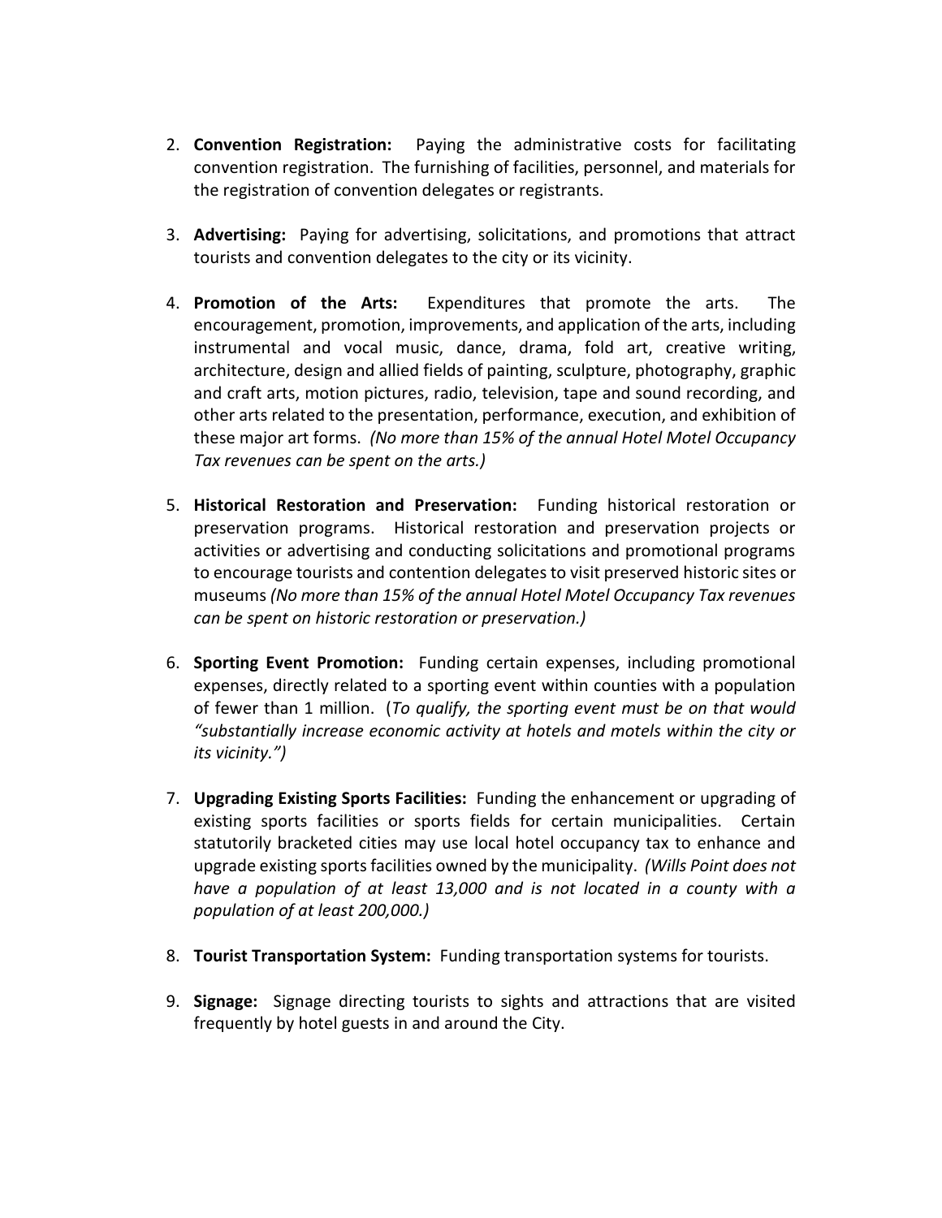2. **Convention Registration:** Paying the administrative costs for facilitating convention registration. The furnishing of facilities, personnel, and materials for the registration of convention delegates or registrants.

3. **Advertising:** Paying for advertising, solicitations, and promotions that attract tourists and convention delegates to the city or its vicinity.

4. **Promotion of the Arts:** Expenditures that promote the arts. The encouragement, promotion, improvements, and application of the arts, including instrumental and vocal music, dance, drama, fold art, creative writing, architecture, design and allied fields of painting, sculpture, photography, graphic and craft arts, motion pictures, radio, television, tape and sound recording, and other arts related to the presentation, performance, execution, and exhibition of these major art forms. *(No more than 15% of the annual Hotel Motel Occupancy Tax revenues can be spent on the arts.)*

5. **Historical Restoration and Preservation:** Funding historical restoration or preservation programs. Historical restoration and preservation projects or activities or advertising and conducting solicitations and promotional programs to encourage tourists and contention delegates to visit preserved historic sites or museums *(No more than 15% of the annual Hotel Motel Occupancy Tax revenues can be spent on historic restoration or preservation.)*

6. **Sporting Event Promotion:** Funding certain expenses, including promotional expenses, directly related to a sporting event within counties with a population of fewer than 1 million. (*To qualify, the sporting event must be on that would "substantially increase economic activity at hotels and motels within the city or its vicinity.")*

7. **Upgrading Existing Sports Facilities:** Funding the enhancement or upgrading of existing sports facilities or sports fields for certain municipalities. Certain statutorily bracketed cities may use local hotel occupancy tax to enhance and upgrade existing sports facilities owned by the municipality. *(Wills Point does not have a population of at least 13,000 and is not located in a county with a population of at least 200,000.)*

8. **Tourist Transportation System:** Funding transportation systems for tourists.

9. **Signage:** Signage directing tourists to sights and attractions that are visited frequently by hotel guests in and around the City.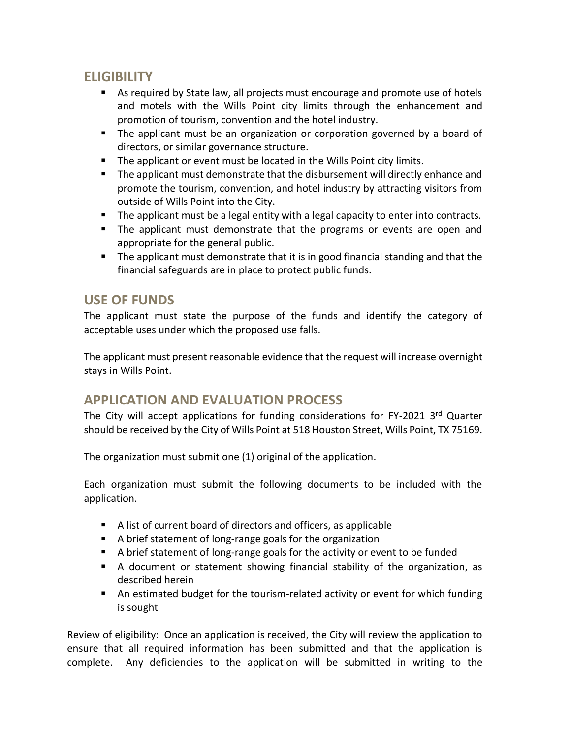## ELIGIBILITY

- As required by State law, all projects must encourage and promote use of hotels and motels with the Wills Point city limits through the enhancement and promotion of tourism, convention and the hotel industry.
- The applicant must be an organization or corporation governed by a board of directors, or similar governance structure.
- The applicant or event must be located in the Wills Point city limits.
- The applicant must demonstrate that the disbursement will directly enhance and promote the tourism, convention, and hotel industry by attracting visitors from outside of Wills Point into the City.
- The applicant must be a legal entity with a legal capacity to enter into contracts.
- The applicant must demonstrate that the programs or events are open and appropriate for the general public.
- The applicant must demonstrate that it is in good financial standing and that the financial safeguards are in place to protect public funds.

## USE OF FUNDS

The applicant must state the purpose of the funds and identify the category of acceptable uses under which the proposed use falls.

The applicant must present reasonable evidence that the request will increase overnight stays in Wills Point.

## APPLICATION AND EVALUATION PROCESS

The City will accept applications for funding considerations for FY-2021 3rd Quarter should be received by the City of Wills Point at 518 Houston Street, Wills Point, TX 75169.

The organization must submit one (1) original of the application.

Each organization must submit the following documents to be included with the application.

- A list of current board of directors and officers, as applicable
- A brief statement of long-range goals for the organization
- A brief statement of long-range goals for the activity or event to be funded
- A document or statement showing financial stability of the organization, as described herein
- An estimated budget for the tourism-related activity or event for which funding is sought

Review of eligibility: Once an application is received, the City will review the application to ensure that all required information has been submitted and that the application is complete. Any deficiencies to the application will be submitted in writing to the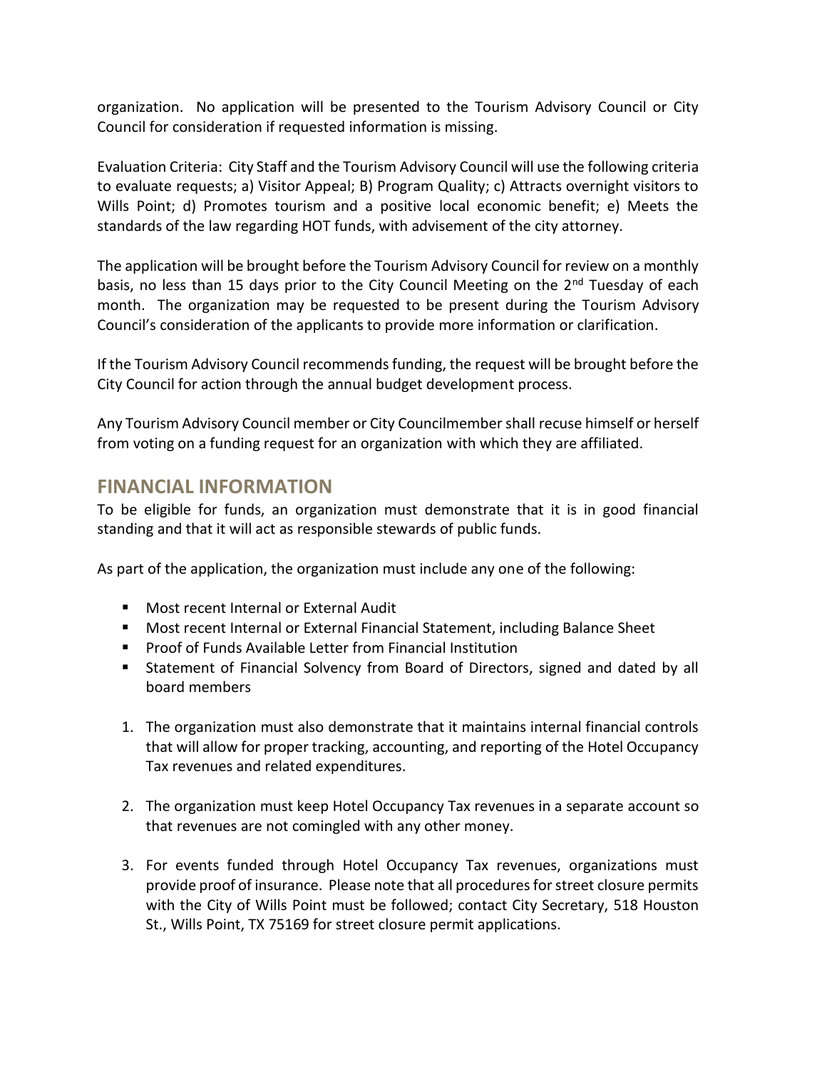organization. No application will be presented to the Tourism Advisory Council or City Council for consideration if requested information is missing.

Evaluation Criteria: City Staff and the Tourism Advisory Council will use the following criteria to evaluate requests; a) Visitor Appeal; B) Program Quality; c) Attracts overnight visitors to Wills Point; d) Promotes tourism and a positive local economic benefit; e) Meets the standards of the law regarding HOT funds, with advisement of the city attorney.

The application will be brought before the Tourism Advisory Council for review on a monthly basis, no less than 15 days prior to the City Council Meeting on the 2nd Tuesday of each month. The organization may be requested to be present during the Tourism Advisory Council's consideration of the applicants to provide more information or clarification.

If the Tourism Advisory Council recommends funding, the request will be brought before the City Council for action through the annual budget development process.

Any Tourism Advisory Council member or City Councilmember shall recuse himself or herself from voting on a funding request for an organization with which they are affiliated.

## FINANCIAL INFORMATION

To be eligible for funds, an organization must demonstrate that it is in good financial standing and that it will act as responsible stewards of public funds.

As part of the application, the organization must include any one of the following:

- Most recent Internal or External Audit
- Most recent Internal or External Financial Statement, including Balance Sheet
- Proof of Funds Available Letter from Financial Institution
- Statement of Financial Solvency from Board of Directors, signed and dated by all board members

1. The organization must also demonstrate that it maintains internal financial controls that will allow for proper tracking, accounting, and reporting of the Hotel Occupancy Tax revenues and related expenditures.

2. The organization must keep Hotel Occupancy Tax revenues in a separate account so that revenues are not comingled with any other money.

3. For events funded through Hotel Occupancy Tax revenues, organizations must provide proof of insurance. Please note that all procedures for street closure permits with the City of Wills Point must be followed; contact City Secretary, 518 Houston St., Wills Point, TX 75169 for street closure permit applications.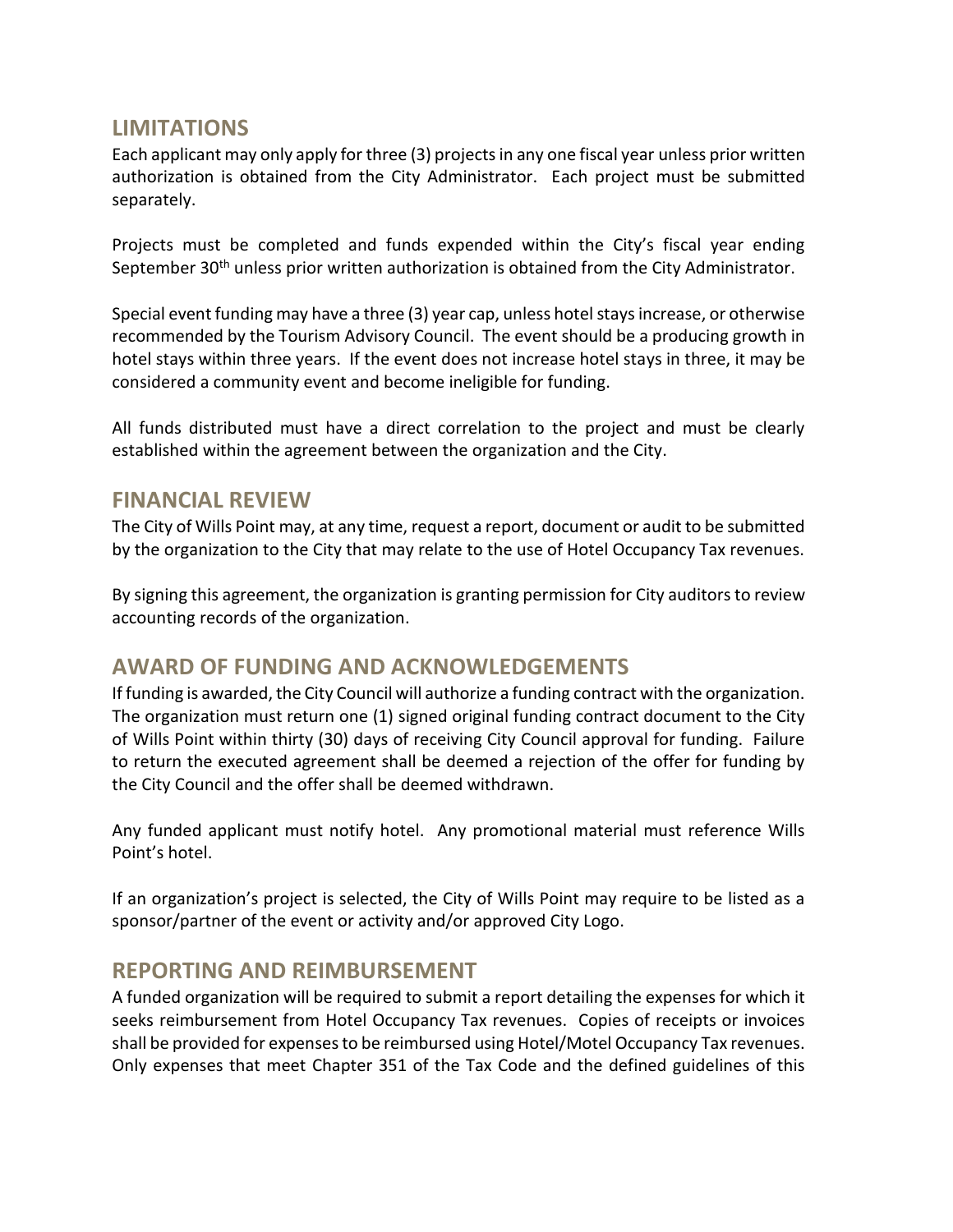## LIMITATIONS

Each applicant may only apply for three (3) projects in any one fiscal year unless prior written authorization is obtained from the City Administrator. Each project must be submitted separately.

Projects must be completed and funds expended within the City's fiscal year ending September 30th unless prior written authorization is obtained from the City Administrator.

Special event funding may have a three (3) year cap, unless hotel stays increase, or otherwise recommended by the Tourism Advisory Council. The event should be a producing growth in hotel stays within three years. If the event does not increase hotel stays in three, it may be considered a community event and become ineligible for funding.

All funds distributed must have a direct correlation to the project and must be clearly established within the agreement between the organization and the City.

## FINANCIAL REVIEW

The City of Wills Point may, at any time, request a report, document or audit to be submitted by the organization to the City that may relate to the use of Hotel Occupancy Tax revenues.

By signing this agreement, the organization is granting permission for City auditors to review accounting records of the organization.

## AWARD OF FUNDING AND ACKNOWLEDGEMENTS

If funding is awarded, the City Council will authorize a funding contract with the organization. The organization must return one (1) signed original funding contract document to the City of Wills Point within thirty (30) days of receiving City Council approval for funding. Failure to return the executed agreement shall be deemed a rejection of the offer for funding by the City Council and the offer shall be deemed withdrawn.

Any funded applicant must notify hotel. Any promotional material must reference Wills Point's hotel.

If an organization's project is selected, the City of Wills Point may require to be listed as a sponsor/partner of the event or activity and/or approved City Logo.

## REPORTING AND REIMBURSEMENT

A funded organization will be required to submit a report detailing the expenses for which it seeks reimbursement from Hotel Occupancy Tax revenues. Copies of receipts or invoices shall be provided for expenses to be reimbursed using Hotel/Motel Occupancy Tax revenues. Only expenses that meet Chapter 351 of the Tax Code and the defined guidelines of this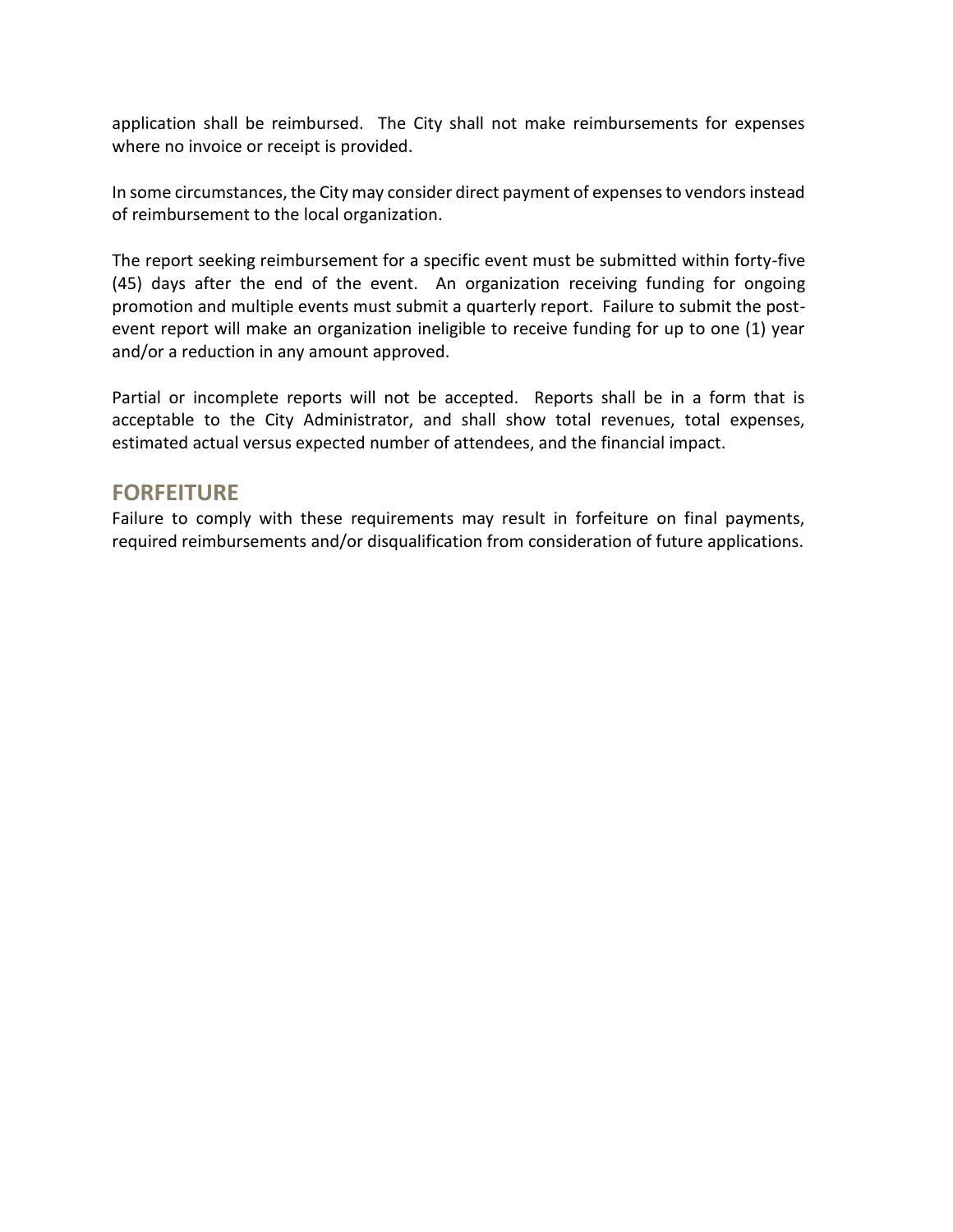application shall be reimbursed. The City shall not make reimbursements for expenses where no invoice or receipt is provided.

In some circumstances, the City may consider direct payment of expenses to vendors instead of reimbursement to the local organization.

The report seeking reimbursement for a specific event must be submitted within forty-five (45) days after the end of the event. An organization receiving funding for ongoing promotion and multiple events must submit a quarterly report. Failure to submit the post-event report will make an organization ineligible to receive funding for up to one (1) year and/or a reduction in any amount approved.

Partial or incomplete reports will not be accepted. Reports shall be in a form that is acceptable to the City Administrator, and shall show total revenues, total expenses, estimated actual versus expected number of attendees, and the financial impact.

## FORFEITURE

Failure to comply with these requirements may result in forfeiture on final payments, required reimbursements and/or disqualification from consideration of future applications.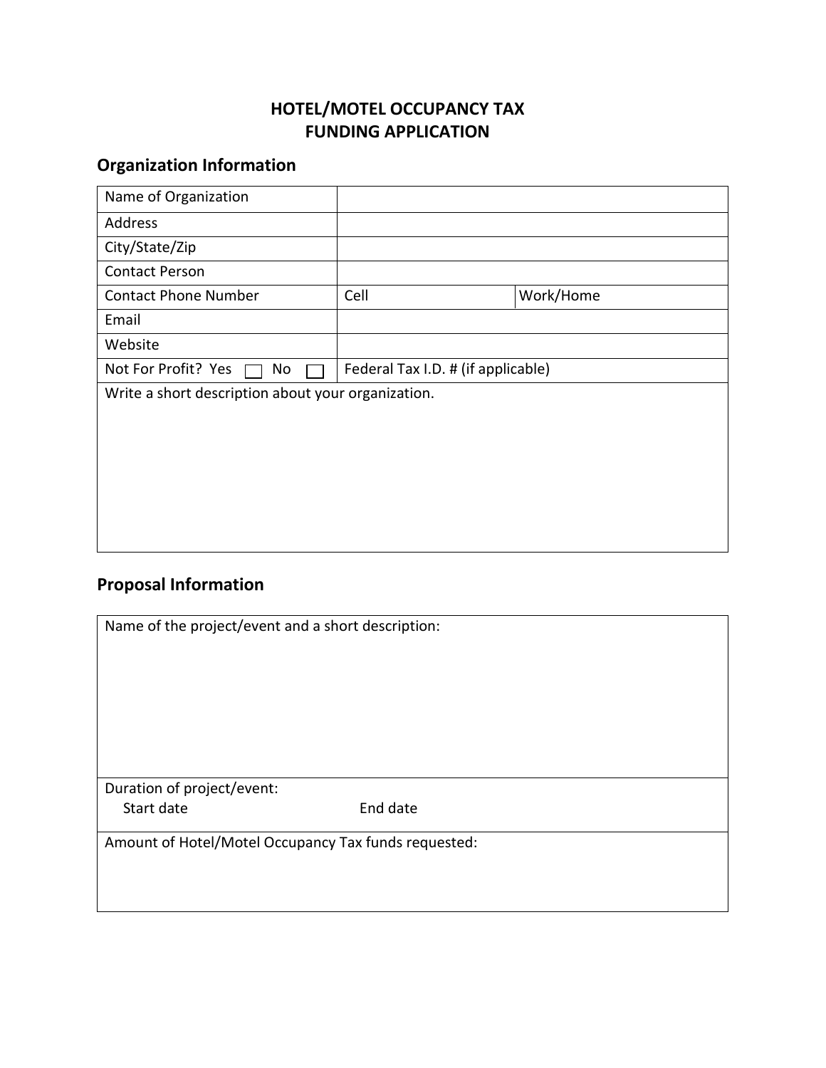# HOTEL/MOTEL OCCUPANCY TAX
# FUNDING APPLICATION

## Organization Information

| | | |
|---|---|---|
| Name of Organization | | |
| Address | | |
| City/State/Zip | | |
| Contact Person | | |
| Contact Phone Number | Cell | Work/Home |
| Email | | |
| Website | | |
| Not For Profit? Yes ☐ No ☐ | Federal Tax I.D. # (if applicable) | |
| Write a short description about your organization. | | |

## Proposal Information

| |
|---|
| Name of the project/event and a short description: |
| Duration of project/event:<br>Start date End date |
| Amount of Hotel/Motel Occupancy Tax funds requested: |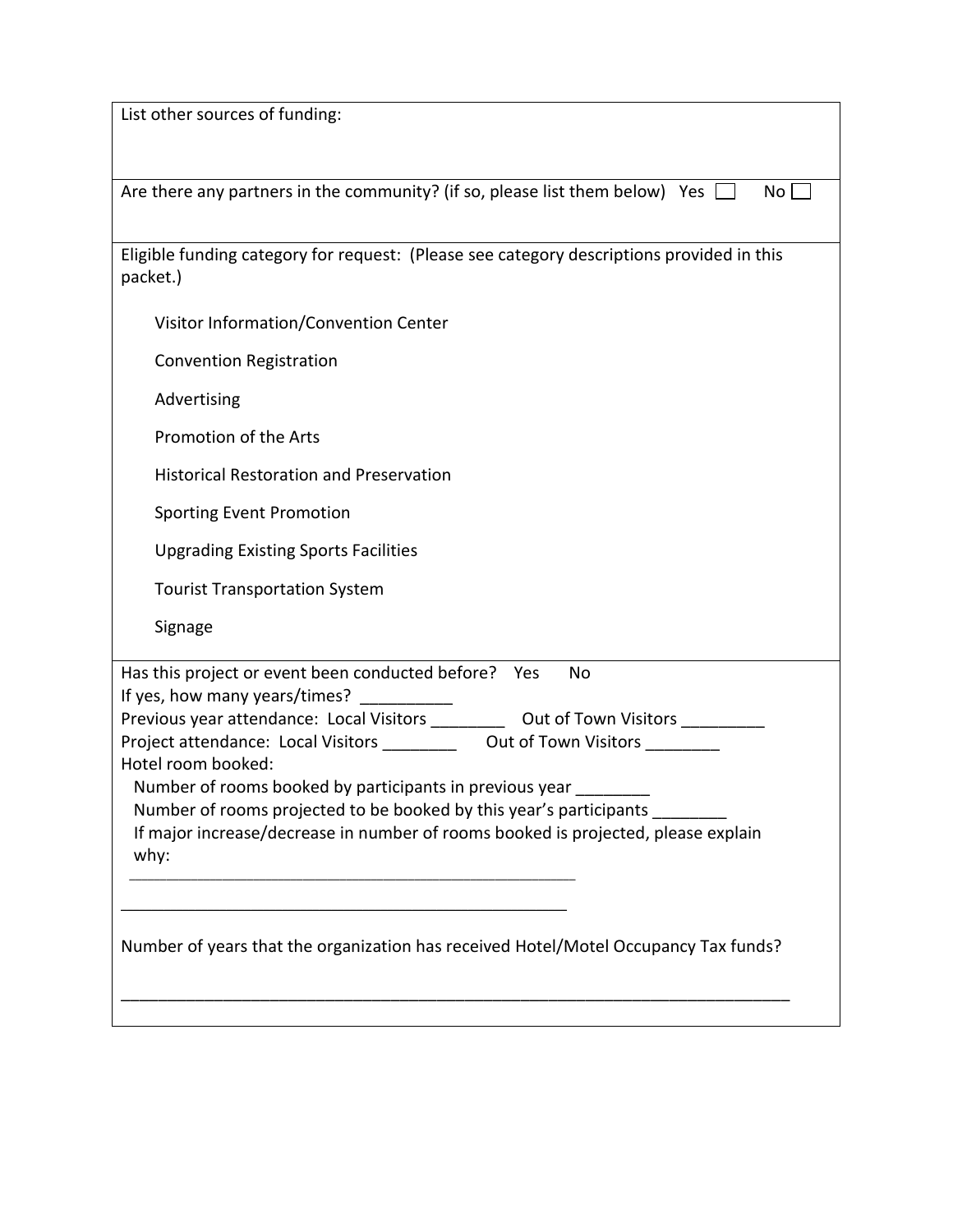List other sources of funding:

Are there any partners in the community? (if so, please list them below) Yes ☐ No ☐

Eligible funding category for request: (Please see category descriptions provided in this packet.)

- Visitor Information/Convention Center
- Convention Registration
- Advertising
- Promotion of the Arts
- Historical Restoration and Preservation
- Sporting Event Promotion
- Upgrading Existing Sports Facilities
- Tourist Transportation System
- Signage

Has this project or event been conducted before? Yes No

If yes, how many years/times? __________

Previous year attendance: Local Visitors ________ Out of Town Visitors _________

Project attendance: Local Visitors ________ Out of Town Visitors ________

Hotel room booked:

Number of rooms booked by participants in previous year ________

Number of rooms projected to be booked by this year's participants ________

If major increase/decrease in number of rooms booked is projected, please explain why:

___________________________________________________

___________________________________________________

Number of years that the organization has received Hotel/Motel Occupancy Tax funds?

___________________________________________________________________________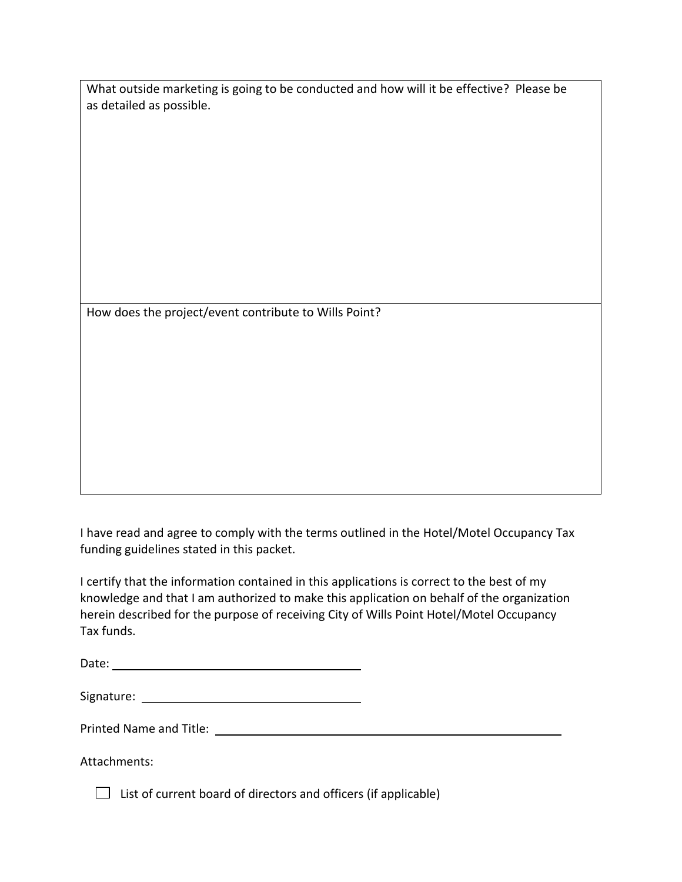| What outside marketing is going to be conducted and how will it be effective? Please be as detailed as possible. |
| --- |
| How does the project/event contribute to Wills Point? |

I have read and agree to comply with the terms outlined in the Hotel/Motel Occupancy Tax funding guidelines stated in this packet.

I certify that the information contained in this applications is correct to the best of my knowledge and that I am authorized to make this application on behalf of the organization herein described for the purpose of receiving City of Wills Point Hotel/Motel Occupancy Tax funds.

Date: ______________________________

Signature: ______________________________

Printed Name and Title: ______________________________________________

Attachments:

- ☐ List of current board of directors and officers (if applicable)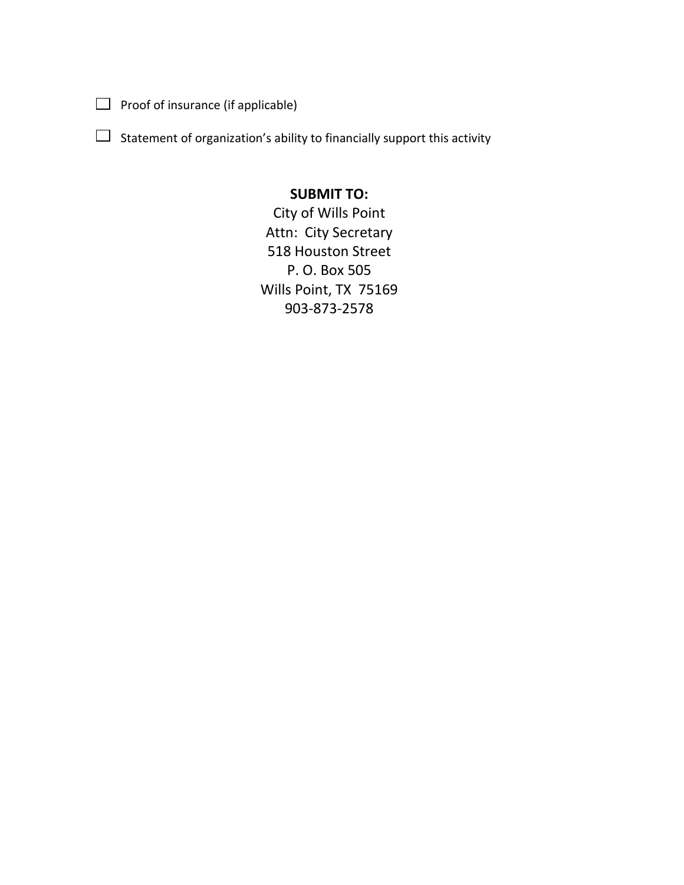- [ ] Proof of insurance (if applicable)
- [ ] Statement of organization’s ability to financially support this activity

**SUBMIT TO:**

City of Wills Point
Attn: City Secretary
518 Houston Street
P. O. Box 505
Wills Point, TX 75169
903-873-2578